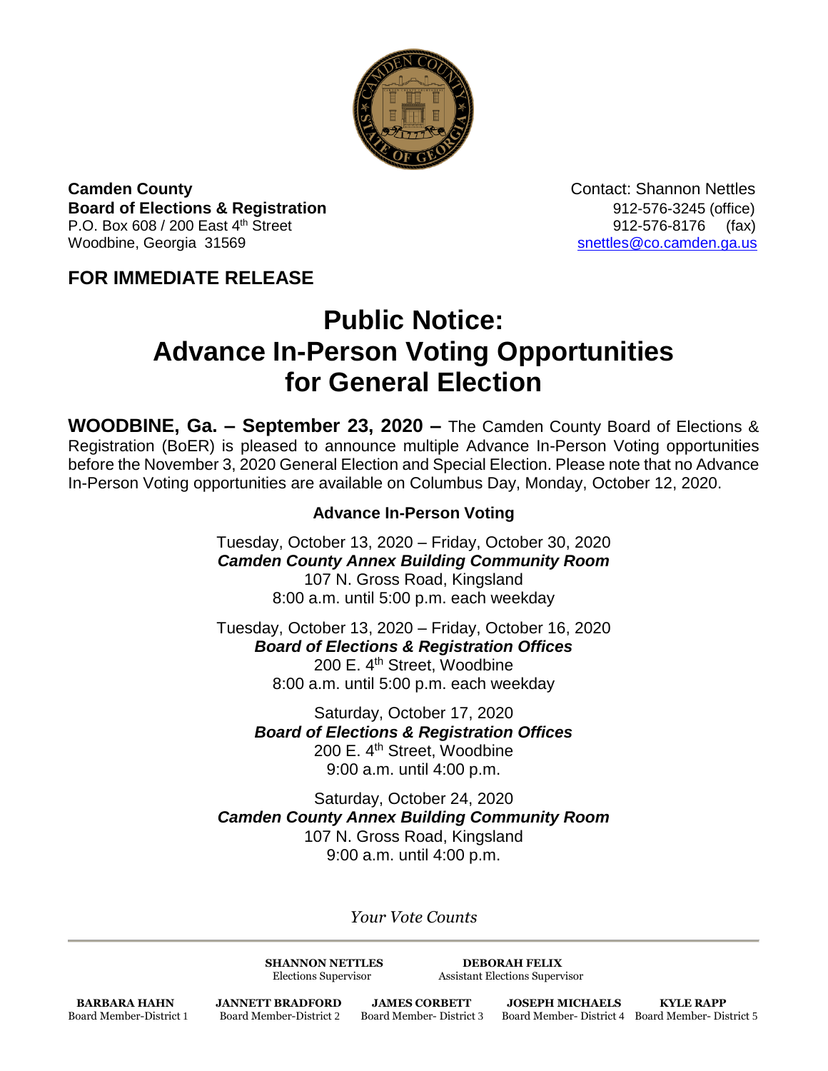**Camden County**
**Board of Elections & Registration**
P.O. Box 608 / 200 East 4th Street
Woodbine, Georgia 31569

Contact: Shannon Nettles
912-576-3245 (office)
912-576-8176 (fax)
snettles@co.camden.ga.us

**FOR IMMEDIATE RELEASE**

# Public Notice: Advance In-Person Voting Opportunities for General Election

**WOODBINE, Ga. – September 23, 2020 –** The Camden County Board of Elections & Registration (BoER) is pleased to announce multiple Advance In-Person Voting opportunities before the November 3, 2020 General Election and Special Election. Please note that no Advance In-Person Voting opportunities are available on Columbus Day, Monday, October 12, 2020.

### Advance In-Person Voting

Tuesday, October 13, 2020 – Friday, October 30, 2020
***Camden County Annex Building Community Room***
107 N. Gross Road, Kingsland
8:00 a.m. until 5:00 p.m. each weekday

Tuesday, October 13, 2020 – Friday, October 16, 2020
***Board of Elections & Registration Offices***
200 E. 4th Street, Woodbine
8:00 a.m. until 5:00 p.m. each weekday

Saturday, October 17, 2020
***Board of Elections & Registration Offices***
200 E. 4th Street, Woodbine
9:00 a.m. until 4:00 p.m.

Saturday, October 24, 2020
***Camden County Annex Building Community Room***
107 N. Gross Road, Kingsland
9:00 a.m. until 4:00 p.m.

*Your Vote Counts*

---

**SHANNON NETTLES**
Elections Supervisor

**DEBORAH FELIX**
Assistant Elections Supervisor

**BARBARA HAHN**
Board Member-District 1

**JANNETT BRADFORD**
Board Member-District 2

**JAMES CORBETT**
Board Member- District 3

**JOSEPH MICHAELS**
Board Member- District 4

**KYLE RAPP**
Board Member- District 5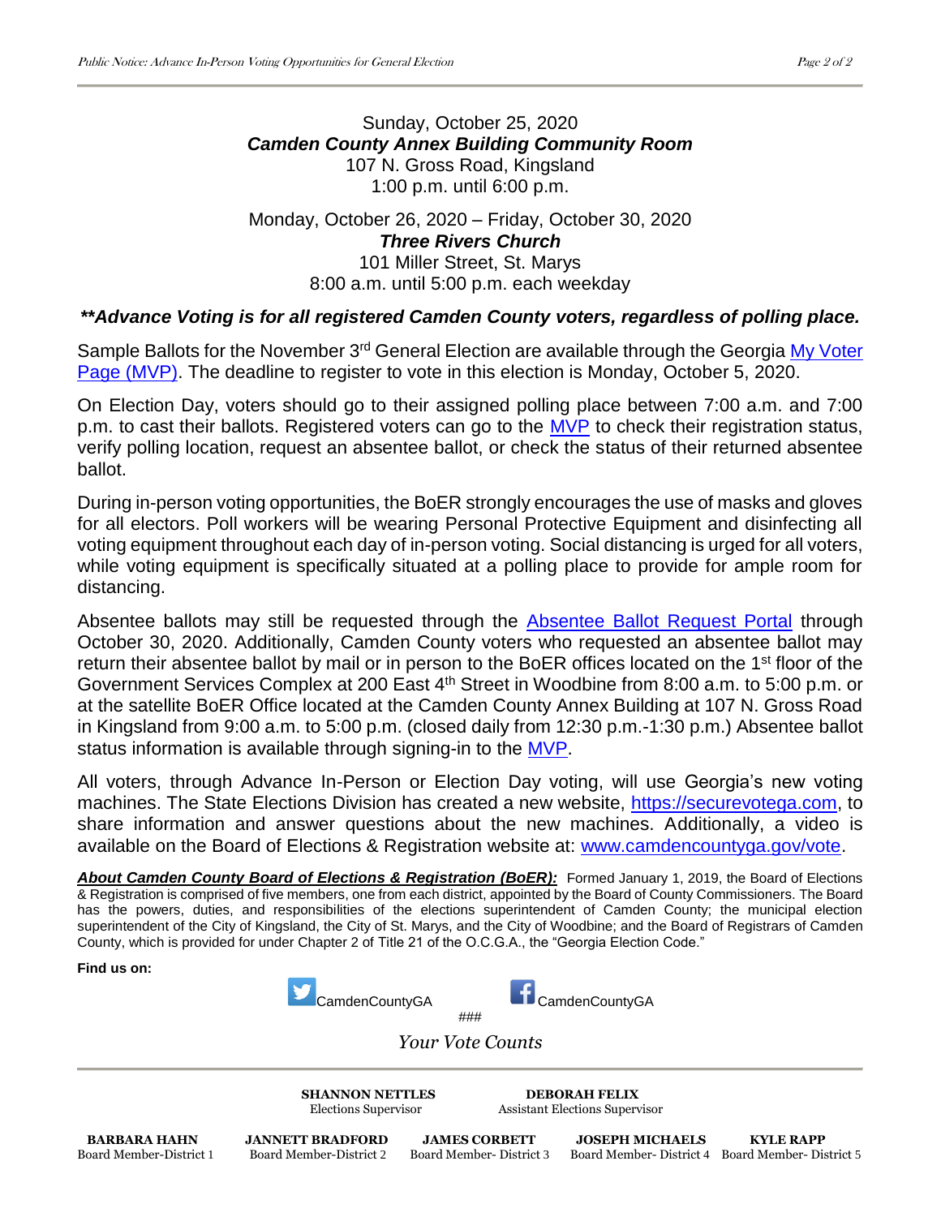Sunday, October 25, 2020

***Camden County Annex Building Community Room***

107 N. Gross Road, Kingsland

1:00 p.m. until 6:00 p.m.

Monday, October 26, 2020 – Friday, October 30, 2020

***Three Rivers Church***

101 Miller Street, St. Marys

8:00 a.m. until 5:00 p.m. each weekday

***\*\*Advance Voting is for all registered Camden County voters, regardless of polling place.***

Sample Ballots for the November 3rd General Election are available through the Georgia My Voter Page (MVP). The deadline to register to vote in this election is Monday, October 5, 2020.

On Election Day, voters should go to their assigned polling place between 7:00 a.m. and 7:00 p.m. to cast their ballots. Registered voters can go to the MVP to check their registration status, verify polling location, request an absentee ballot, or check the status of their returned absentee ballot.

During in-person voting opportunities, the BoER strongly encourages the use of masks and gloves for all electors. Poll workers will be wearing Personal Protective Equipment and disinfecting all voting equipment throughout each day of in-person voting. Social distancing is urged for all voters, while voting equipment is specifically situated at a polling place to provide for ample room for distancing.

Absentee ballots may still be requested through the Absentee Ballot Request Portal through October 30, 2020. Additionally, Camden County voters who requested an absentee ballot may return their absentee ballot by mail or in person to the BoER offices located on the 1st floor of the Government Services Complex at 200 East 4th Street in Woodbine from 8:00 a.m. to 5:00 p.m. or at the satellite BoER Office located at the Camden County Annex Building at 107 N. Gross Road in Kingsland from 9:00 a.m. to 5:00 p.m. (closed daily from 12:30 p.m.-1:30 p.m.) Absentee ballot status information is available through signing-in to the MVP.

All voters, through Advance In-Person or Election Day voting, will use Georgia's new voting machines. The State Elections Division has created a new website, https://securevotega.com, to share information and answer questions about the new machines. Additionally, a video is available on the Board of Elections & Registration website at: www.camdencountyga.gov/vote.

***About Camden County Board of Elections & Registration (BoER):*** Formed January 1, 2019, the Board of Elections & Registration is comprised of five members, one from each district, appointed by the Board of County Commissioners. The Board has the powers, duties, and responsibilities of the elections superintendent of Camden County; the municipal election superintendent of the City of Kingsland, the City of St. Marys, and the City of Woodbine; and the Board of Registrars of Camden County, which is provided for under Chapter 2 of Title 21 of the O.C.G.A., the "Georgia Election Code."

**Find us on:**

CamdenCountyGA CamdenCountyGA

###

*Your Vote Counts*

**SHANNON NETTLES**
Elections Supervisor

**DEBORAH FELIX**
Assistant Elections Supervisor

**BARBARA HAHN**
Board Member-District 1

**JANNETT BRADFORD**
Board Member-District 2

**JAMES CORBETT**
Board Member- District 3

**JOSEPH MICHAELS**
Board Member- District 4

**KYLE RAPP**
Board Member- District 5